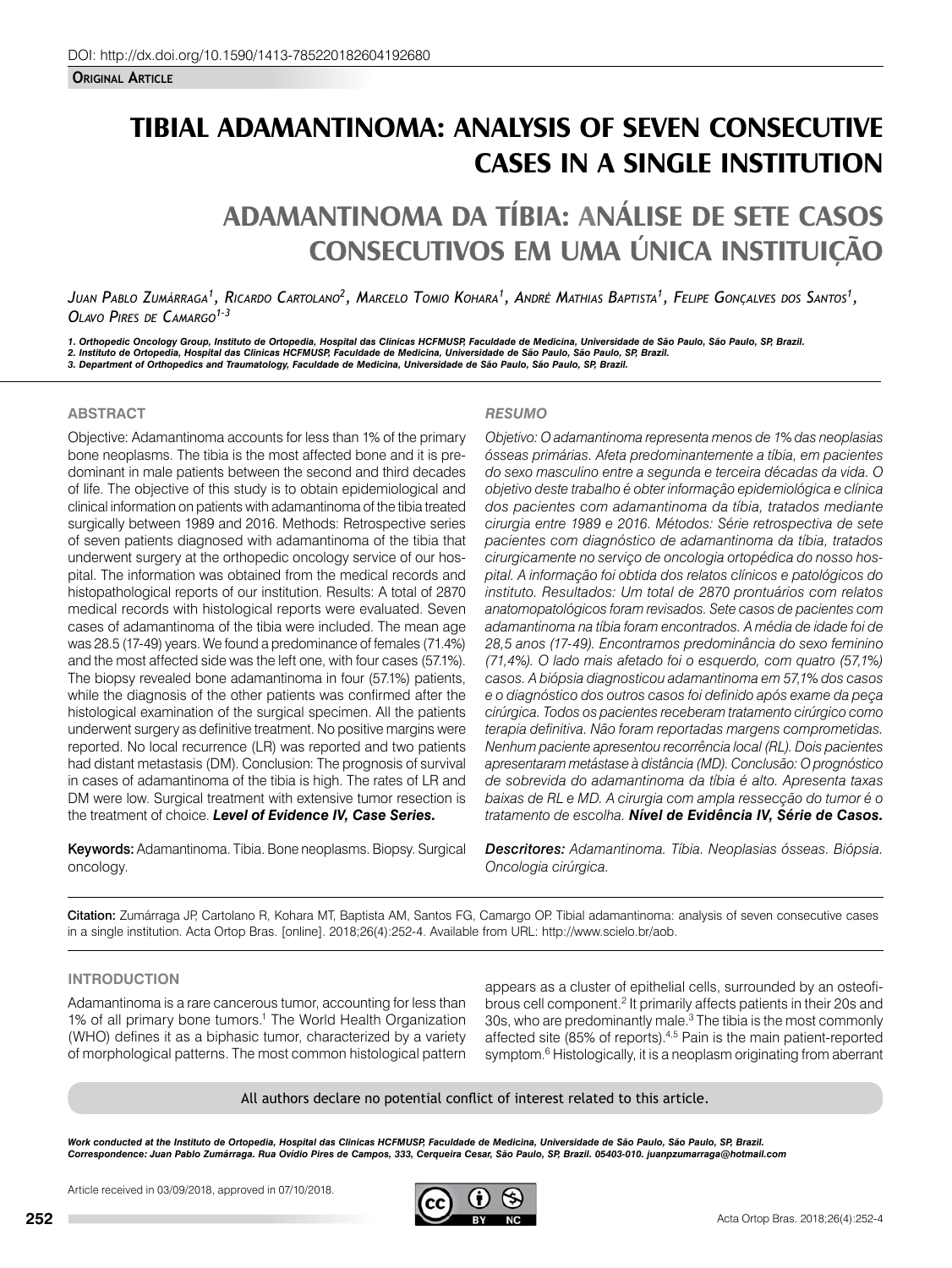DOI: http://dx.doi.org/10.1590/1413-785220182604192680

**Original Article**

# TIBIAL ADAMANTINOMA: ANALYSIS OF SEVEN CONSECUTIVE CASES IN A SINGLE INSTITUTION

# ADAMANTINOMA DA TÍBIA: ANÁLISE DE SETE CASOS CONSECUTIVOS EM UMA ÚNICA INSTITUIÇÃO

*Juan Pablo Zumárraga[1], Ricardo Cartolano[2], Marcelo Tomio Kohara[1], André Mathias Baptista[1], Felipe Gonçalves dos Santos[1], Olavo Pires de Camargo[1-3]*

*1. Orthopedic Oncology Group, Instituto de Ortopedia, Hospital das Clínicas HCFMUSP, Faculdade de Medicina, Universidade de São Paulo, São Paulo, SP, Brazil.*
*2. Instituto de Ortopedia, Hospital das Clínicas HCFMUSP, Faculdade de Medicina, Universidade de São Paulo, São Paulo, SP, Brazil.*
*3. Department of Orthopedics and Traumatology, Faculdade de Medicina, Universidade de São Paulo, São Paulo, SP, Brazil.*

## ABSTRACT

Objective: Adamantinoma accounts for less than 1% of the primary bone neoplasms. The tibia is the most affected bone and it is predominant in male patients between the second and third decades of life. The objective of this study is to obtain epidemiological and clinical information on patients with adamantinoma of the tibia treated surgically between 1989 and 2016. Methods: Retrospective series of seven patients diagnosed with adamantinoma of the tibia that underwent surgery at the orthopedic oncology service of our hospital. The information was obtained from the medical records and histopathological reports of our institution. Results: A total of 2870 medical records with histological reports were evaluated. Seven cases of adamantinoma of the tibia were included. The mean age was 28.5 (17-49) years. We found a predominance of females (71.4%) and the most affected side was the left one, with four cases (57.1%). The biopsy revealed bone adamantinoma in four (57.1%) patients, while the diagnosis of the other patients was confirmed after the histological examination of the surgical specimen. All the patients underwent surgery as definitive treatment. No positive margins were reported. No local recurrence (LR) was reported and two patients had distant metastasis (DM). Conclusion: The prognosis of survival in cases of adamantinoma of the tibia is high. The rates of LR and DM were low. Surgical treatment with extensive tumor resection is the treatment of choice. ***Level of Evidence IV, Case Series.***

**Keywords:** Adamantinoma. Tibia. Bone neoplasms. Biopsy. Surgical oncology.

## *RESUMO*

*Objetivo: O adamantinoma representa menos de 1% das neoplasias ósseas primárias. Afeta predominantemente a tíbia, em pacientes do sexo masculino entre a segunda e terceira décadas da vida. O objetivo deste trabalho é obter informação epidemiológica e clínica dos pacientes com adamantinoma da tíbia, tratados mediante cirurgia entre 1989 e 2016. Métodos: Série retrospectiva de sete pacientes com diagnóstico de adamantinoma da tíbia, tratados cirurgicamente no serviço de oncologia ortopédica do nosso hospital. A informação foi obtida dos relatos clínicos e patológicos do instituto. Resultados: Um total de 2870 prontuários com relatos anatomopatológicos foram revisados. Sete casos de pacientes com adamantinoma na tíbia foram encontrados. A média de idade foi de 28,5 anos (17-49). Encontramos predominância do sexo feminino (71,4%). O lado mais afetado foi o esquerdo, com quatro (57,1%) casos. A biópsia diagnosticou adamantinoma em 57,1% dos casos e o diagnóstico dos outros casos foi definido após exame da peça cirúrgica. Todos os pacientes receberam tratamento cirúrgico como terapia definitiva. Não foram reportadas margens comprometidas. Nenhum paciente apresentou recorrência local (RL). Dois pacientes apresentaram metástase à distância (MD). Conclusão: O prognóstico de sobrevida do adamantinoma da tíbia é alto. Apresenta taxas baixas de RL e MD. A cirurgia com ampla ressecção do tumor é o tratamento de escolha.* ***Nível de Evidência IV, Série de Casos.***

***Descritores:*** *Adamantinoma. Tíbia. Neoplasias ósseas. Biópsia. Oncologia cirúrgica.*

**Citation:** Zumárraga JP, Cartolano R, Kohara MT, Baptista AM, Santos FG, Camargo OP. Tibial adamantinoma: analysis of seven consecutive cases in a single institution. Acta Ortop Bras. [online]. 2018;26(4):252-4. Available from URL: http://www.scielo.br/aob.

## INTRODUCTION

Adamantinoma is a rare cancerous tumor, accounting for less than 1% of all primary bone tumors.[1] The World Health Organization (WHO) defines it as a biphasic tumor, characterized by a variety of morphological patterns. The most common histological pattern appears as a cluster of epithelial cells, surrounded by an osteofibrous cell component.[2] It primarily affects patients in their 20s and 30s, who are predominantly male.[3] The tibia is the most commonly affected site (85% of reports).[4,5] Pain is the main patient-reported symptom.[6] Histologically, it is a neoplasm originating from aberrant

All authors declare no potential conflict of interest related to this article.

***Work conducted at the Instituto de Ortopedia, Hospital das Clínicas HCFMUSP, Faculdade de Medicina, Universidade de São Paulo, São Paulo, SP, Brazil.***
***Correspondence: Juan Pablo Zumárraga. Rua Ovídio Pires de Campos, 333, Cerqueira Cesar, São Paulo, SP, Brazil. 05403-010. juanpzumarraga@hotmail.com***

Article received in 03/09/2018, approved in 07/10/2018.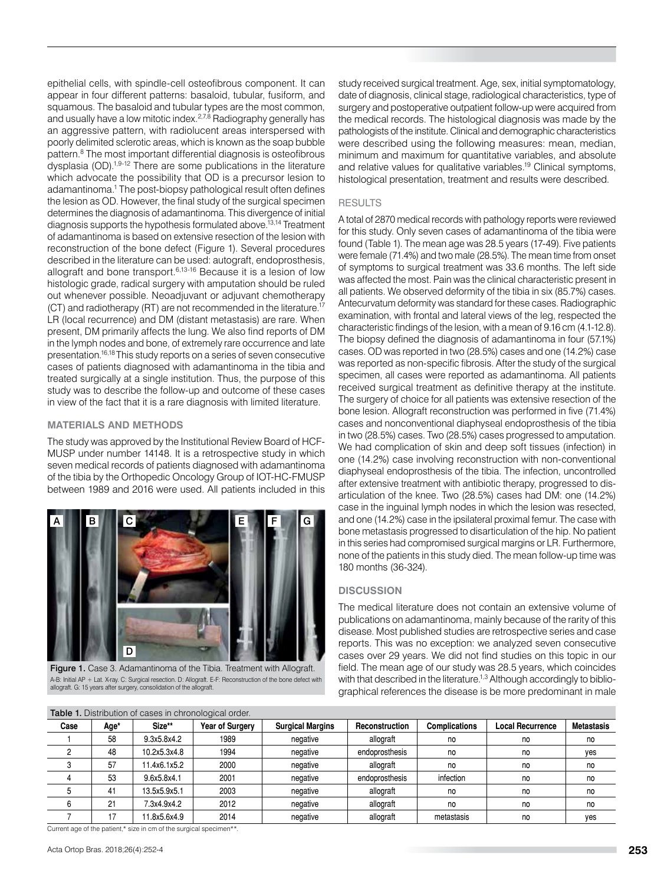epithelial cells, with spindle-cell osteofibrous component. It can appear in four different patterns: basaloid, tubular, fusiform, and squamous. The basaloid and tubular types are the most common, and usually have a low mitotic index.[2,7,8] Radiography generally has an aggressive pattern, with radiolucent areas interspersed with poorly delimited sclerotic areas, which is known as the soap bubble pattern.[8] The most important differential diagnosis is osteofibrous dysplasia (OD).[1,9-12] There are some publications in the literature which advocate the possibility that OD is a precursor lesion to adamantinoma.[1] The post-biopsy pathological result often defines the lesion as OD. However, the final study of the surgical specimen determines the diagnosis of adamantinoma. This divergence of initial diagnosis supports the hypothesis formulated above.[13,14] Treatment of adamantinoma is based on extensive resection of the lesion with reconstruction of the bone defect (Figure 1). Several procedures described in the literature can be used: autograft, endoprosthesis, allograft and bone transport.[6,13-16] Because it is a lesion of low histologic grade, radical surgery with amputation should be ruled out whenever possible. Neoadjuvant or adjuvant chemotherapy (CT) and radiotherapy (RT) are not recommended in the literature.[17] LR (local recurrence) and DM (distant metastasis) are rare. When present, DM primarily affects the lung. We also find reports of DM in the lymph nodes and bone, of extremely rare occurrence and late presentation.[16,18] This study reports on a series of seven consecutive cases of patients diagnosed with adamantinoma in the tibia and treated surgically at a single institution. Thus, the purpose of this study was to describe the follow-up and outcome of these cases in view of the fact that it is a rare diagnosis with limited literature.

## MATERIALS AND METHODS

The study was approved by the Institutional Review Board of HCF-MUSP under number 14148. It is a retrospective study in which seven medical records of patients diagnosed with adamantinoma of the tibia by the Orthopedic Oncology Group of IOT-HC-FMUSP between 1989 and 2016 were used. All patients included in this study received surgical treatment. Age, sex, initial symptomatology, date of diagnosis, clinical stage, radiological characteristics, type of surgery and postoperative outpatient follow-up were acquired from the medical records. The histological diagnosis was made by the pathologists of the institute. Clinical and demographic characteristics were described using the following measures: mean, median, minimum and maximum for quantitative variables, and absolute and relative values for qualitative variables.[19] Clinical symptoms, histological presentation, treatment and results were described.

**Figure 1.** Case 3. Adamantinoma of the Tibia. Treatment with Allograft.
A-B: Initial AP + Lat. X-ray. C: Surgical resection. D: Allograft. E-F: Reconstruction of the bone defect with allograft. G: 15 years after surgery, consolidation of the allograft.

## RESULTS

A total of 2870 medical records with pathology reports were reviewed for this study. Only seven cases of adamantinoma of the tibia were found (Table 1). The mean age was 28.5 years (17-49). Five patients were female (71.4%) and two male (28.5%). The mean time from onset of symptoms to surgical treatment was 33.6 months. The left side was affected the most. Pain was the clinical characteristic present in all patients. We observed deformity of the tibia in six (85.7%) cases. Antecurvatum deformity was standard for these cases. Radiographic examination, with frontal and lateral views of the leg, respected the characteristic findings of the lesion, with a mean of 9.16 cm (4.1-12.8). The biopsy defined the diagnosis of adamantinoma in four (57.1%) cases. OD was reported in two (28.5%) cases and one (14.2%) case was reported as non-specific fibrosis. After the study of the surgical specimen, all cases were reported as adamantinoma. All patients received surgical treatment as definitive therapy at the institute. The surgery of choice for all patients was extensive resection of the bone lesion. Allograft reconstruction was performed in five (71.4%) cases and nonconventional diaphyseal endoprosthesis of the tibia in two (28.5%) cases. Two (28.5%) cases progressed to amputation. We had complication of skin and deep soft tissues (infection) in one (14.2%) case involving reconstruction with non-conventional diaphyseal endoprosthesis of the tibia. The infection, uncontrolled after extensive treatment with antibiotic therapy, progressed to disarticulation of the knee. Two (28.5%) cases had DM: one (14.2%) case in the inguinal lymph nodes in which the lesion was resected, and one (14.2%) case in the ipsilateral proximal femur. The case with bone metastasis progressed to disarticulation of the hip. No patient in this series had compromised surgical margins or LR. Furthermore, none of the patients in this study died. The mean follow-up time was 180 months (36-324).

## DISCUSSION

The medical literature does not contain an extensive volume of publications on adamantinoma, mainly because of the rarity of this disease. Most published studies are retrospective series and case reports. This was no exception: we analyzed seven consecutive cases over 29 years. We did not find studies on this topic in our field. The mean age of our study was 28.5 years, which coincides with that described in the literature.[1,3] Although accordingly to bibliographical references the disease is be more predominant in male

**Table 1.** Distribution of cases in chronological order.

| Case | Age* | Size** | Year of Surgery | Surgical Margins | Reconstruction | Complications | Local Recurrence | Metastasis |
|---|---|---|---|---|---|---|---|---|
| 1 | 58 | 9.3x5.8x4.2 | 1989 | negative | allograft | no | no | no |
| 2 | 48 | 10.2x5.3x4.8 | 1994 | negative | endoprosthesis | no | no | yes |
| 3 | 57 | 11.4x6.1x5.2 | 2000 | negative | allograft | no | no | no |
| 4 | 53 | 9.6x5.8x4.1 | 2001 | negative | endoprosthesis | infection | no | no |
| 5 | 41 | 13.5x5.9x5.1 | 2003 | negative | allograft | no | no | no |
| 6 | 21 | 7.3x4.9x4.2 | 2012 | negative | allograft | no | no | no |
| 7 | 17 | 11.8x5.6x4.9 | 2014 | negative | allograft | metastasis | no | yes |

Current age of the patient,* size in cm of the surgical specimen**.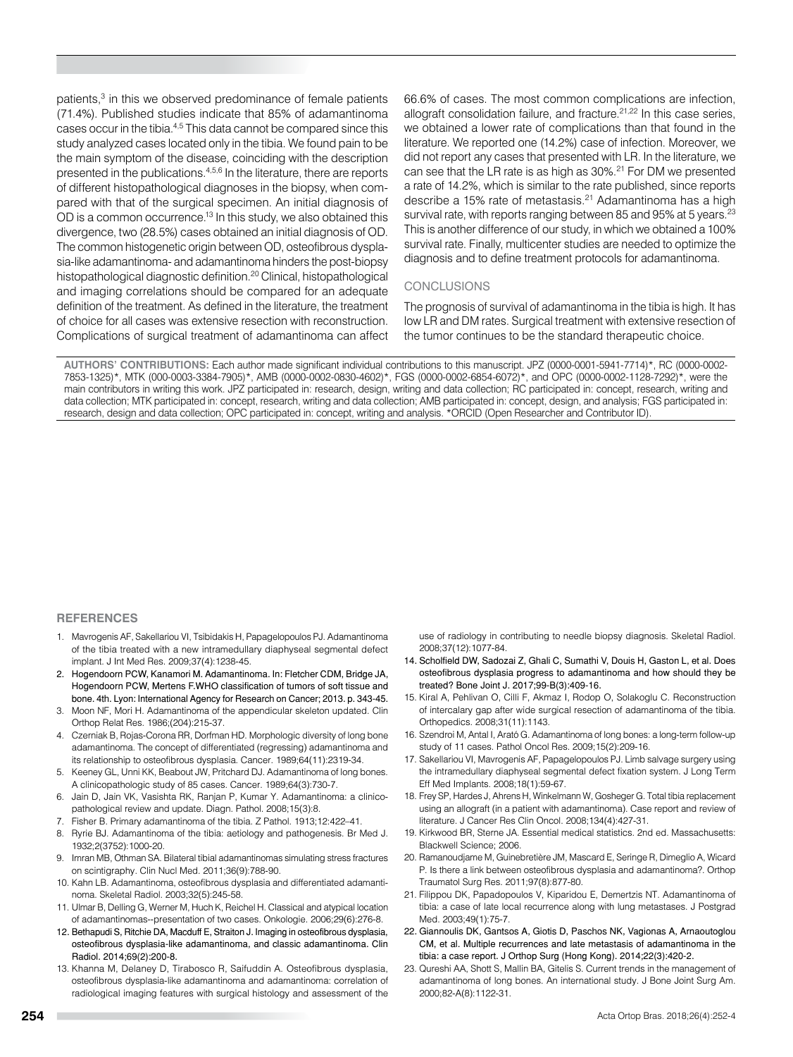patients,[3] in this we observed predominance of female patients (71.4%). Published studies indicate that 85% of adamantinoma cases occur in the tibia.[4,5] This data cannot be compared since this study analyzed cases located only in the tibia. We found pain to be the main symptom of the disease, coinciding with the description presented in the publications.[4,5,6] In the literature, there are reports of different histopathological diagnoses in the biopsy, when compared with that of the surgical specimen. An initial diagnosis of OD is a common occurrence.[13] In this study, we also obtained this divergence, two (28.5%) cases obtained an initial diagnosis of OD. The common histogenetic origin between OD, osteofibrous dysplasia-like adamantinoma- and adamantinoma hinders the post-biopsy histopathological diagnostic definition.[20] Clinical, histopathological and imaging correlations should be compared for an adequate definition of the treatment. As defined in the literature, the treatment of choice for all cases was extensive resection with reconstruction. Complications of surgical treatment of adamantinoma can affect 66.6% of cases. The most common complications are infection, allograft consolidation failure, and fracture.[21,22] In this case series, we obtained a lower rate of complications than that found in the literature. We reported one (14.2%) case of infection. Moreover, we did not report any cases that presented with LR. In the literature, we can see that the LR rate is as high as 30%.[21] For DM we presented a rate of 14.2%, which is similar to the rate published, since reports describe a 15% rate of metastasis.[21] Adamantinoma has a high survival rate, with reports ranging between 85 and 95% at 5 years.[23] This is another difference of our study, in which we obtained a 100% survival rate. Finally, multicenter studies are needed to optimize the diagnosis and to define treatment protocols for adamantinoma.

## CONCLUSIONS

The prognosis of survival of adamantinoma in the tibia is high. It has low LR and DM rates. Surgical treatment with extensive resection of the tumor continues to be the standard therapeutic choice.

**AUTHORS' CONTRIBUTIONS:** Each author made significant individual contributions to this manuscript. JPZ (0000-0001-5941-7714)*, RC (0000-0002-7853-1325)*, MTK (000-0003-3384-7905)*, AMB (0000-0002-0830-4602)*, FGS (0000-0002-6854-6072)*, and OPC (0000-0002-1128-7292)*, were the main contributors in writing this work. JPZ participated in: research, design, writing and data collection; RC participated in: concept, research, writing and data collection; MTK participated in: concept, research, writing and data collection; AMB participated in: concept, design, and analysis; FGS participated in: research, design and data collection; OPC participated in: concept, writing and analysis. *ORCID (Open Researcher and Contributor ID).

## REFERENCES

1. Mavrogenis AF, Sakellariou VI, Tsibidakis H, Papagelopoulos PJ. Adamantinoma of the tibia treated with a new intramedullary diaphyseal segmental defect implant. J Int Med Res. 2009;37(4):1238-45.
2. Hogendoorn PCW, Kanamori M. Adamantinoma. In: Fletcher CDM, Bridge JA, Hogendoorn PCW, Mertens F.WHO classification of tumors of soft tissue and bone. 4th. Lyon: International Agency for Research on Cancer; 2013. p. 343-45.
3. Moon NF, Mori H. Adamantinoma of the appendicular skeleton updated. Clin Orthop Relat Res. 1986;(204):215-37.
4. Czerniak B, Rojas-Corona RR, Dorfman HD. Morphologic diversity of long bone adamantinoma. The concept of differentiated (regressing) adamantinoma and its relationship to osteofibrous dysplasia. Cancer. 1989;64(11):2319-34.
5. Keeney GL, Unni KK, Beabout JW, Pritchard DJ. Adamantinoma of long bones. A clinicopathologic study of 85 cases. Cancer. 1989;64(3):730-7.
6. Jain D, Jain VK, Vasishta RK, Ranjan P, Kumar Y. Adamantinoma: a clinicopathological review and update. Diagn. Pathol. 2008;15(3):8.
7. Fisher B. Primary adamantinoma of the tibia. Z Pathol. 1913;12:422–41.
8. Ryrie BJ. Adamantinoma of the tibia: aetiology and pathogenesis. Br Med J. 1932;2(3752):1000-20.
9. Imran MB, Othman SA. Bilateral tibial adamantinomas simulating stress fractures on scintigraphy. Clin Nucl Med. 2011;36(9):788-90.
10. Kahn LB. Adamantinoma, osteofibrous dysplasia and differentiated adamantinoma. Skeletal Radiol. 2003;32(5):245-58.
11. Ulmar B, Delling G, Werner M, Huch K, Reichel H. Classical and atypical location of adamantinomas--presentation of two cases. Onkologie. 2006;29(6):276-8.
12. Bethapudi S, Ritchie DA, Macduff E, Straiton J. Imaging in osteofibrous dysplasia, osteofibrous dysplasia-like adamantinoma, and classic adamantinoma. Clin Radiol. 2014;69(2):200-8.
13. Khanna M, Delaney D, Tirabosco R, Saifuddin A. Osteofibrous dysplasia, osteofibrous dysplasia-like adamantinoma and adamantinoma: correlation of radiological imaging features with surgical histology and assessment of the use of radiology in contributing to needle biopsy diagnosis. Skeletal Radiol. 2008;37(12):1077-84.
14. Scholfield DW, Sadozai Z, Ghali C, Sumathi V, Douis H, Gaston L, et al. Does osteofibrous dysplasia progress to adamantinoma and how should they be treated? Bone Joint J. 2017;99-B(3):409-16.
15. Kiral A, Pehlivan O, Cilli F, Akmaz I, Rodop O, Solakoglu C. Reconstruction of intercalary gap after wide surgical resection of adamantinoma of the tibia. Orthopedics. 2008;31(11):1143.
16. Szendroi M, Antal I, Arató G. Adamantinoma of long bones: a long-term follow-up study of 11 cases. Pathol Oncol Res. 2009;15(2):209-16.
17. Sakellariou VI, Mavrogenis AF, Papagelopoulos PJ. Limb salvage surgery using the intramedullary diaphyseal segmental defect fixation system. J Long Term Eff Med Implants. 2008;18(1):59-67.
18. Frey SP, Hardes J, Ahrens H, Winkelmann W, Gosheger G. Total tibia replacement using an allograft (in a patient with adamantinoma). Case report and review of literature. J Cancer Res Clin Oncol. 2008;134(4):427-31.
19. Kirkwood BR, Sterne JA. Essential medical statistics. 2nd ed. Massachusetts: Blackwell Science; 2006.
20. Ramanoudjame M, Guinebretière JM, Mascard E, Seringe R, Dimeglio A, Wicard P. Is there a link between osteofibrous dysplasia and adamantinoma?. Orthop Traumatol Surg Res. 2011;97(8):877-80.
21. Filippou DK, Papadopoulos V, Kiparidou E, Demertzis NT. Adamantinoma of tibia: a case of late local recurrence along with lung metastases. J Postgrad Med. 2003;49(1):75-7.
22. Giannoulis DK, Gantsos A, Giotis D, Paschos NK, Vagionas A, Arnaoutoglou CM, et al. Multiple recurrences and late metastasis of adamantinoma in the tibia: a case report. J Orthop Surg (Hong Kong). 2014;22(3):420-2.
23. Qureshi AA, Shott S, Mallin BA, Gitelis S. Current trends in the management of adamantinoma of long bones. An international study. J Bone Joint Surg Am. 2000;82-A(8):1122-31.